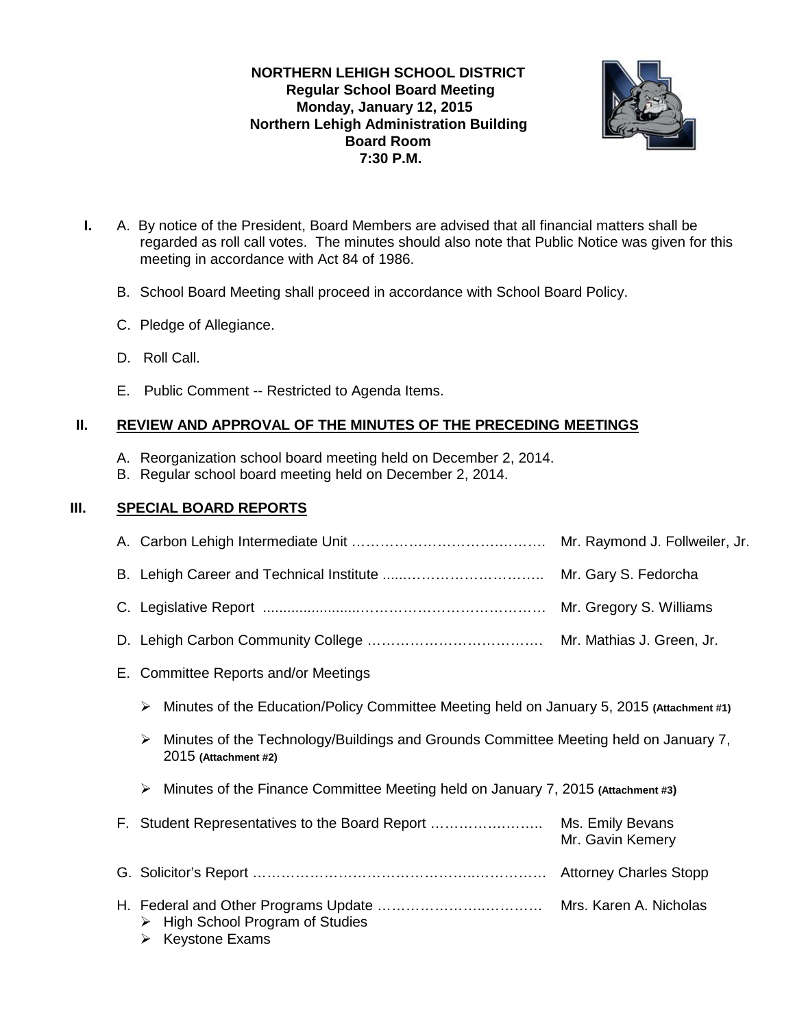**NORTHERN LEHIGH SCHOOL DISTRICT**
**Regular School Board Meeting**
**Monday, January 12, 2015**
**Northern Lehigh Administration Building**
**Board Room**
**7:30 P.M.**

**I.** A. By notice of the President, Board Members are advised that all financial matters shall be regarded as roll call votes. The minutes should also note that Public Notice was given for this meeting in accordance with Act 84 of 1986.

B. School Board Meeting shall proceed in accordance with School Board Policy.

C. Pledge of Allegiance.

D. Roll Call.

E. Public Comment -- Restricted to Agenda Items.

## II. REVIEW AND APPROVAL OF THE MINUTES OF THE PRECEDING MEETINGS

A. Reorganization school board meeting held on December 2, 2014.
B. Regular school board meeting held on December 2, 2014.

## III. SPECIAL BOARD REPORTS

A. Carbon Lehigh Intermediate Unit …………………………………. Mr. Raymond J. Follweiler, Jr.

B. Lehigh Career and Technical Institute ……………………………. Mr. Gary S. Fedorcha

C. Legislative Report ……………………………………………………. Mr. Gregory S. Williams

D. Lehigh Carbon Community College ………………………………. Mr. Mathias J. Green, Jr.

E. Committee Reports and/or Meetings

- Minutes of the Education/Policy Committee Meeting held on January 5, 2015 **(Attachment #1)**
- Minutes of the Technology/Buildings and Grounds Committee Meeting held on January 7, 2015 **(Attachment #2)**
- Minutes of the Finance Committee Meeting held on January 7, 2015 **(Attachment #3)**

F. Student Representatives to the Board Report ……………………. Ms. Emily Bevans
Mr. Gavin Kemery

G. Solicitor's Report ……………………………………………………. Attorney Charles Stopp

H. Federal and Other Programs Update ……………………………. Mrs. Karen A. Nicholas
- High School Program of Studies
- Keystone Exams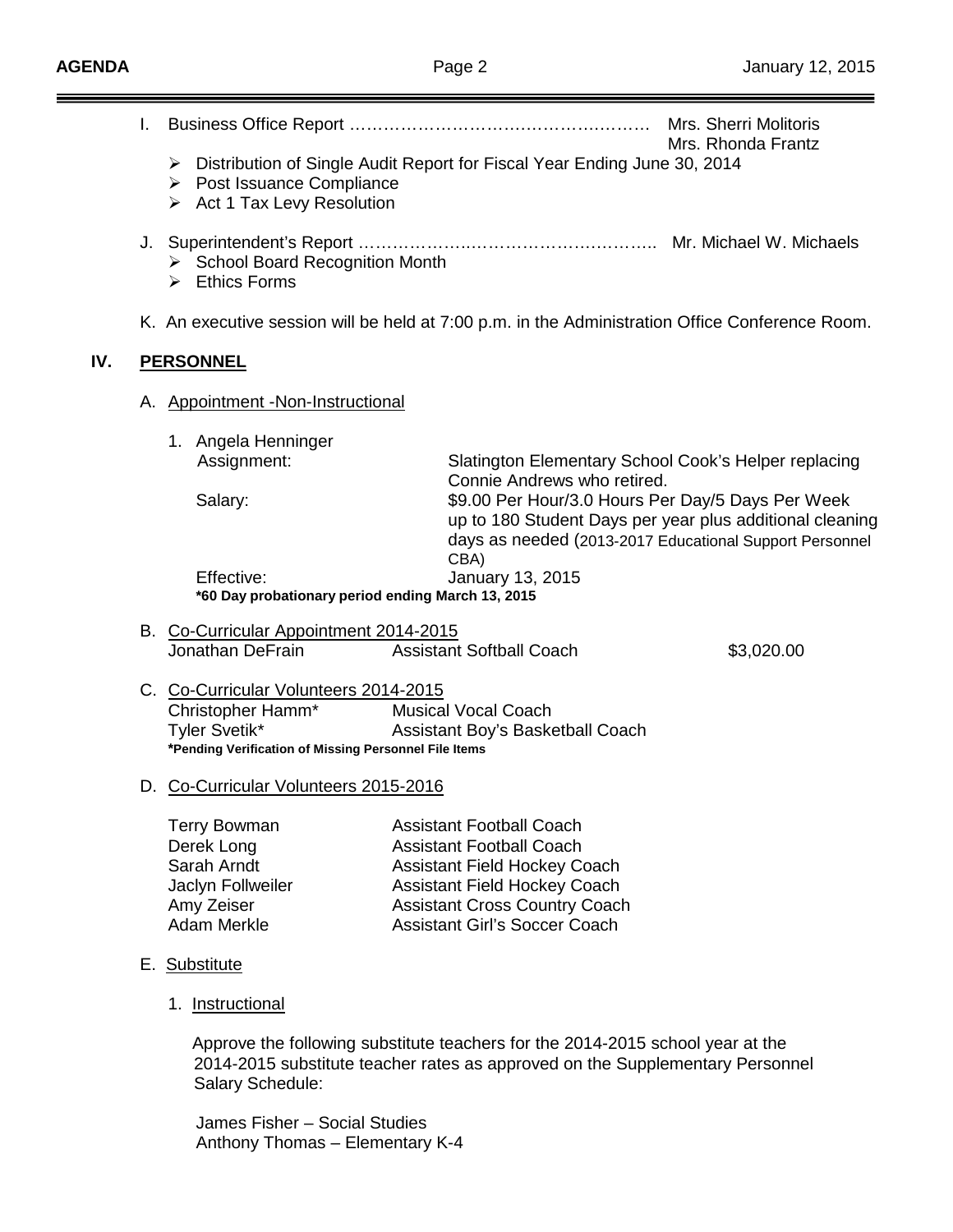I. Business Office Report …………………………………………… Mrs. Sherri Molitoris
Mrs. Rhonda Frantz

- Distribution of Single Audit Report for Fiscal Year Ending June 30, 2014
- Post Issuance Compliance
- Act 1 Tax Levy Resolution

J. Superintendent's Report ……………….………………………….. Mr. Michael W. Michaels

- School Board Recognition Month
- Ethics Forms

K. An executive session will be held at 7:00 p.m. in the Administration Office Conference Room.

## IV. PERSONNEL

A. Appointment -Non-Instructional

1. Angela Henninger

| | |
|---|---|
| Assignment: | Slatington Elementary School Cook's Helper replacing Connie Andrews who retired. |
| Salary: | $9.00 Per Hour/3.0 Hours Per Day/5 Days Per Week up to 180 Student Days per year plus additional cleaning days as needed (2013-2017 Educational Support Personnel CBA) |
| Effective: | January 13, 2015 |

**\*60 Day probationary period ending March 13, 2015**

B. Co-Curricular Appointment 2014-2015

| | | |
|---|---|---|
| Jonathan DeFrain | Assistant Softball Coach | $3,020.00 |

C. Co-Curricular Volunteers 2014-2015

| | |
|---|---|
| Christopher Hamm* | Musical Vocal Coach |
| Tyler Svetik* | Assistant Boy's Basketball Coach |

**\*Pending Verification of Missing Personnel File Items**

D. Co-Curricular Volunteers 2015-2016

| | |
|---|---|
| Terry Bowman | Assistant Football Coach |
| Derek Long | Assistant Football Coach |
| Sarah Arndt | Assistant Field Hockey Coach |
| Jaclyn Follweiler | Assistant Field Hockey Coach |
| Amy Zeiser | Assistant Cross Country Coach |
| Adam Merkle | Assistant Girl's Soccer Coach |

E. Substitute

1. Instructional

Approve the following substitute teachers for the 2014-2015 school year at the 2014-2015 substitute teacher rates as approved on the Supplementary Personnel Salary Schedule:

James Fisher – Social Studies
Anthony Thomas – Elementary K-4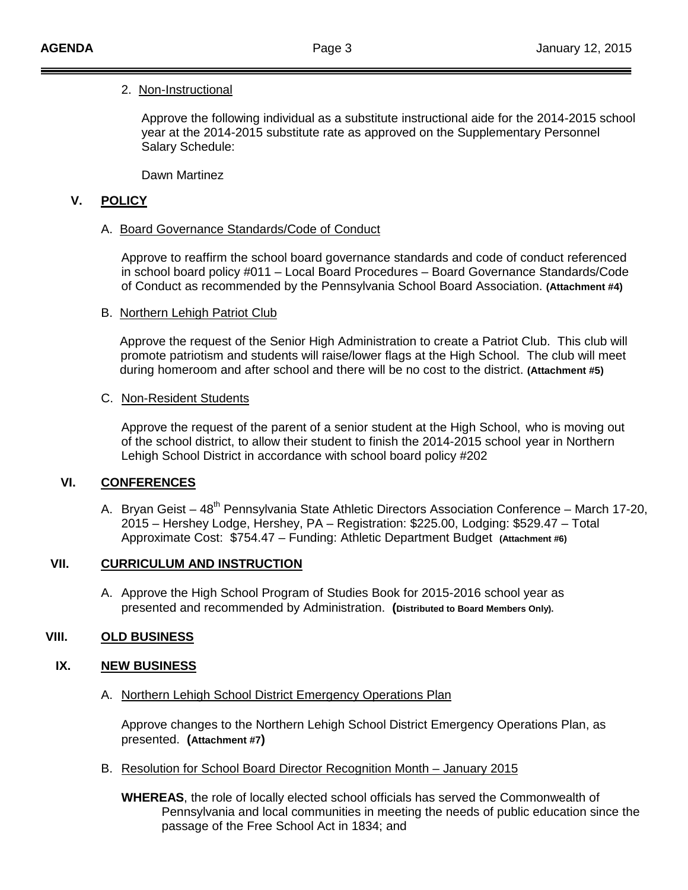2. Non-Instructional

Approve the following individual as a substitute instructional aide for the 2014-2015 school year at the 2014-2015 substitute rate as approved on the Supplementary Personnel Salary Schedule:

Dawn Martinez

## V. POLICY

A. Board Governance Standards/Code of Conduct

Approve to reaffirm the school board governance standards and code of conduct referenced in school board policy #011 – Local Board Procedures – Board Governance Standards/Code of Conduct as recommended by the Pennsylvania School Board Association. **(Attachment #4)**

B. Northern Lehigh Patriot Club

Approve the request of the Senior High Administration to create a Patriot Club. This club will promote patriotism and students will raise/lower flags at the High School. The club will meet during homeroom and after school and there will be no cost to the district. **(Attachment #5)**

C. Non-Resident Students

Approve the request of the parent of a senior student at the High School, who is moving out of the school district, to allow their student to finish the 2014-2015 school year in Northern Lehigh School District in accordance with school board policy #202

## VI. CONFERENCES

A. Bryan Geist – 48th Pennsylvania State Athletic Directors Association Conference – March 17-20, 2015 – Hershey Lodge, Hershey, PA – Registration: $225.00, Lodging: $529.47 – Total Approximate Cost: $754.47 – Funding: Athletic Department Budget **(Attachment #6)**

## VII. CURRICULUM AND INSTRUCTION

A. Approve the High School Program of Studies Book for 2015-2016 school year as presented and recommended by Administration. **(Distributed to Board Members Only).**

## VIII. OLD BUSINESS

## IX. NEW BUSINESS

A. Northern Lehigh School District Emergency Operations Plan

Approve changes to the Northern Lehigh School District Emergency Operations Plan, as presented. **(Attachment #7)**

B. Resolution for School Board Director Recognition Month – January 2015

**WHEREAS**, the role of locally elected school officials has served the Commonwealth of Pennsylvania and local communities in meeting the needs of public education since the passage of the Free School Act in 1834; and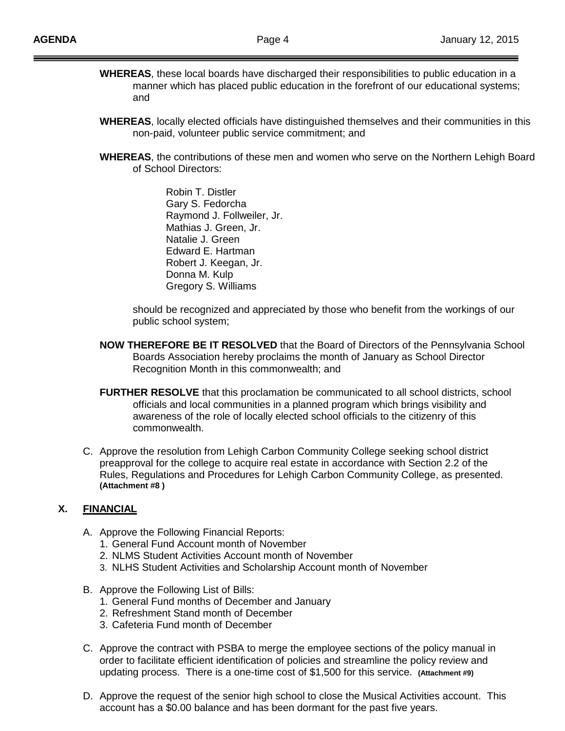**WHEREAS**, these local boards have discharged their responsibilities to public education in a manner which has placed public education in the forefront of our educational systems; and

**WHEREAS**, locally elected officials have distinguished themselves and their communities in this non-paid, volunteer public service commitment; and

**WHEREAS**, the contributions of these men and women who serve on the Northern Lehigh Board of School Directors:

Robin T. Distler
Gary S. Fedorcha
Raymond J. Follweiler, Jr.
Mathias J. Green, Jr.
Natalie J. Green
Edward E. Hartman
Robert J. Keegan, Jr.
Donna M. Kulp
Gregory S. Williams

should be recognized and appreciated by those who benefit from the workings of our public school system;

**NOW THEREFORE BE IT RESOLVED** that the Board of Directors of the Pennsylvania School Boards Association hereby proclaims the month of January as School Director Recognition Month in this commonwealth; and

**FURTHER RESOLVE** that this proclamation be communicated to all school districts, school officials and local communities in a planned program which brings visibility and awareness of the role of locally elected school officials to the citizenry of this commonwealth.

C. Approve the resolution from Lehigh Carbon Community College seeking school district preapproval for the college to acquire real estate in accordance with Section 2.2 of the Rules, Regulations and Procedures for Lehigh Carbon Community College, as presented. **(Attachment #8 )**

## X. FINANCIAL

A. Approve the Following Financial Reports:
   1. General Fund Account month of November
   2. NLMS Student Activities Account month of November
   3. NLHS Student Activities and Scholarship Account month of November

B. Approve the Following List of Bills:
   1. General Fund months of December and January
   2. Refreshment Stand month of December
   3. Cafeteria Fund month of December

C. Approve the contract with PSBA to merge the employee sections of the policy manual in order to facilitate efficient identification of policies and streamline the policy review and updating process. There is a one-time cost of $1,500 for this service. **(Attachment #9)**

D. Approve the request of the senior high school to close the Musical Activities account. This account has a $0.00 balance and has been dormant for the past five years.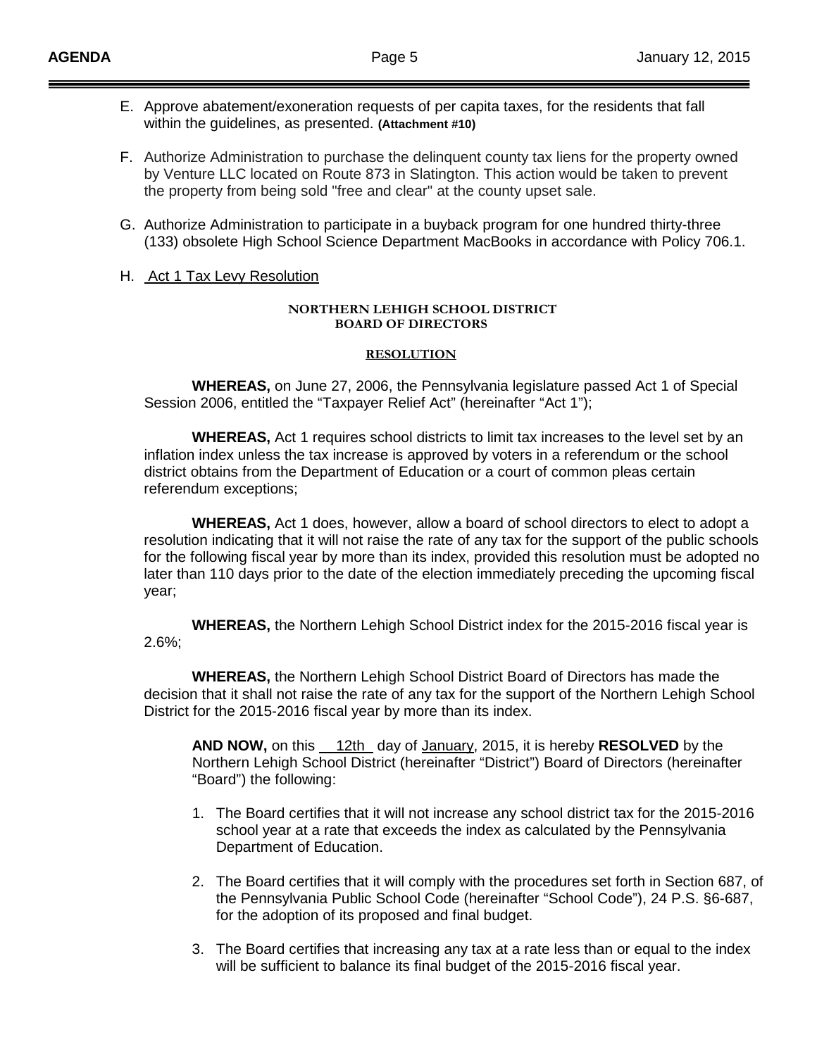E. Approve abatement/exoneration requests of per capita taxes, for the residents that fall within the guidelines, as presented. **(Attachment #10)**

F. Authorize Administration to purchase the delinquent county tax liens for the property owned by Venture LLC located on Route 873 in Slatington. This action would be taken to prevent the property from being sold "free and clear" at the county upset sale.

G. Authorize Administration to participate in a buyback program for one hundred thirty-three (133) obsolete High School Science Department MacBooks in accordance with Policy 706.1.

H. Act 1 Tax Levy Resolution

**NORTHERN LEHIGH SCHOOL DISTRICT**
**BOARD OF DIRECTORS**

**RESOLUTION**

**WHEREAS,** on June 27, 2006, the Pennsylvania legislature passed Act 1 of Special Session 2006, entitled the "Taxpayer Relief Act" (hereinafter "Act 1");

**WHEREAS,** Act 1 requires school districts to limit tax increases to the level set by an inflation index unless the tax increase is approved by voters in a referendum or the school district obtains from the Department of Education or a court of common pleas certain referendum exceptions;

**WHEREAS,** Act 1 does, however, allow a board of school directors to elect to adopt a resolution indicating that it will not raise the rate of any tax for the support of the public schools for the following fiscal year by more than its index, provided this resolution must be adopted no later than 110 days prior to the date of the election immediately preceding the upcoming fiscal year;

**WHEREAS,** the Northern Lehigh School District index for the 2015-2016 fiscal year is 2.6%;

**WHEREAS,** the Northern Lehigh School District Board of Directors has made the decision that it shall not raise the rate of any tax for the support of the Northern Lehigh School District for the 2015-2016 fiscal year by more than its index.

**AND NOW,** on this 12th day of January, 2015, it is hereby **RESOLVED** by the Northern Lehigh School District (hereinafter "District") Board of Directors (hereinafter "Board") the following:

1. The Board certifies that it will not increase any school district tax for the 2015-2016 school year at a rate that exceeds the index as calculated by the Pennsylvania Department of Education.
2. The Board certifies that it will comply with the procedures set forth in Section 687, of the Pennsylvania Public School Code (hereinafter "School Code"), 24 P.S. §6-687, for the adoption of its proposed and final budget.
3. The Board certifies that increasing any tax at a rate less than or equal to the index will be sufficient to balance its final budget of the 2015-2016 fiscal year.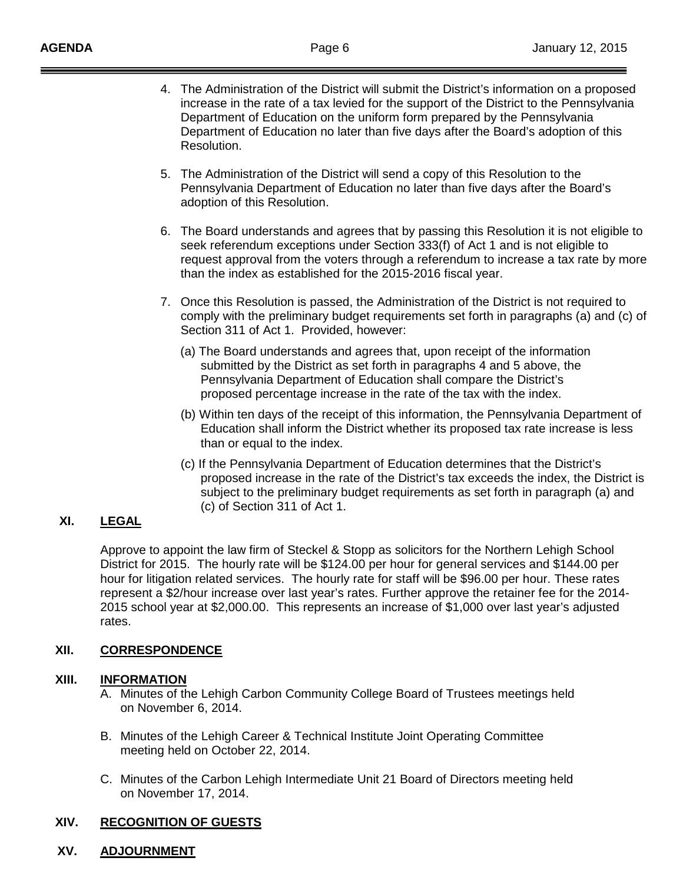4. The Administration of the District will submit the District's information on a proposed increase in the rate of a tax levied for the support of the District to the Pennsylvania Department of Education on the uniform form prepared by the Pennsylvania Department of Education no later than five days after the Board's adoption of this Resolution.

5. The Administration of the District will send a copy of this Resolution to the Pennsylvania Department of Education no later than five days after the Board's adoption of this Resolution.

6. The Board understands and agrees that by passing this Resolution it is not eligible to seek referendum exceptions under Section 333(f) of Act 1 and is not eligible to request approval from the voters through a referendum to increase a tax rate by more than the index as established for the 2015-2016 fiscal year.

7. Once this Resolution is passed, the Administration of the District is not required to comply with the preliminary budget requirements set forth in paragraphs (a) and (c) of Section 311 of Act 1. Provided, however:

   (a) The Board understands and agrees that, upon receipt of the information submitted by the District as set forth in paragraphs 4 and 5 above, the Pennsylvania Department of Education shall compare the District's proposed percentage increase in the rate of the tax with the index.

   (b) Within ten days of the receipt of this information, the Pennsylvania Department of Education shall inform the District whether its proposed tax rate increase is less than or equal to the index.

   (c) If the Pennsylvania Department of Education determines that the District's proposed increase in the rate of the District's tax exceeds the index, the District is subject to the preliminary budget requirements as set forth in paragraph (a) and (c) of Section 311 of Act 1.

## XI. LEGAL

Approve to appoint the law firm of Steckel & Stopp as solicitors for the Northern Lehigh School District for 2015. The hourly rate will be $124.00 per hour for general services and $144.00 per hour for litigation related services. The hourly rate for staff will be $96.00 per hour. These rates represent a $2/hour increase over last year's rates. Further approve the retainer fee for the 2014-2015 school year at $2,000.00. This represents an increase of $1,000 over last year's adjusted rates.

## XII. CORRESPONDENCE

## XIII. INFORMATION

A. Minutes of the Lehigh Carbon Community College Board of Trustees meetings held on November 6, 2014.

B. Minutes of the Lehigh Career & Technical Institute Joint Operating Committee meeting held on October 22, 2014.

C. Minutes of the Carbon Lehigh Intermediate Unit 21 Board of Directors meeting held on November 17, 2014.

## XIV. RECOGNITION OF GUESTS

## XV. ADJOURNMENT